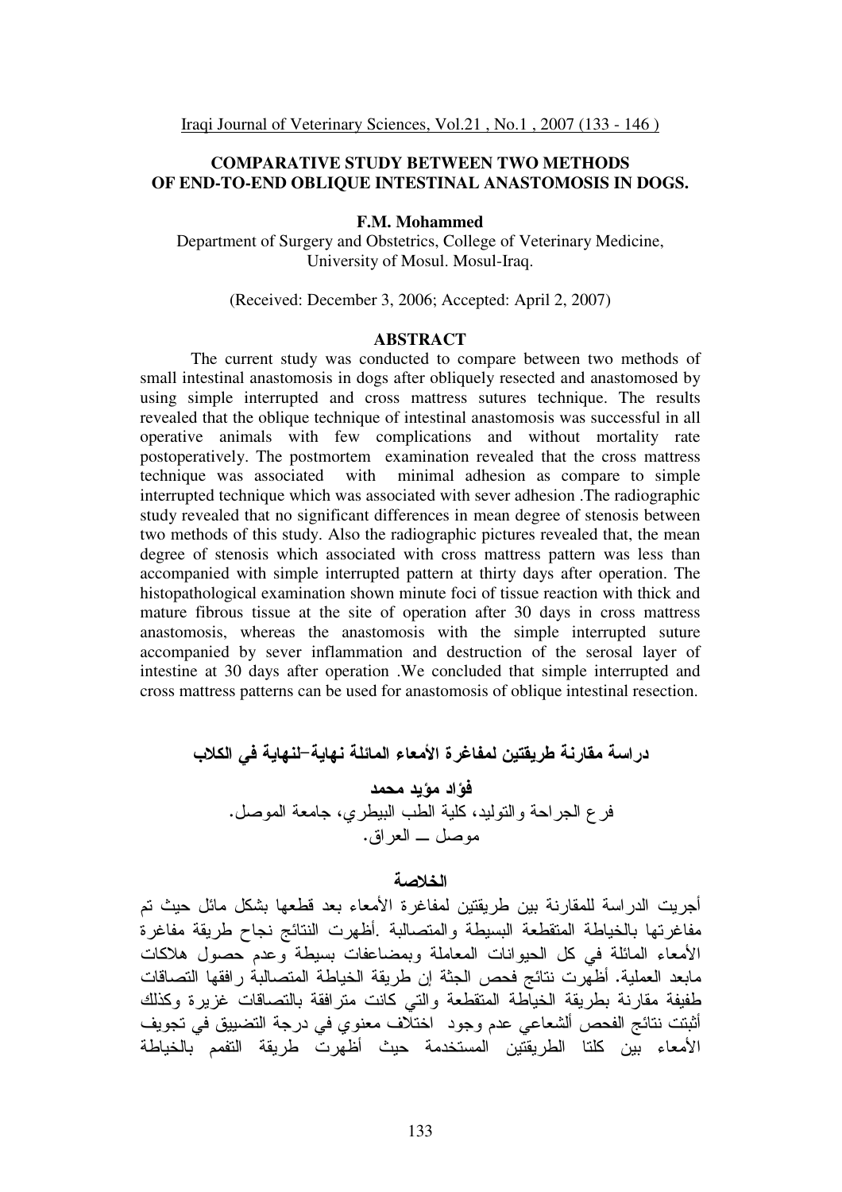# COMPARATIVE STUDY BETWEEN TWO METHODS OF END-TO-END OBLIQUE INTESTINAL ANASTOMOSIS IN DOGS.

**F.M. Mohammed**

Department of Surgery and Obstetrics, College of Veterinary Medicine, University of Mosul. Mosul-Iraq.

(Received: December 3, 2006; Accepted: April 2, 2007)

## ABSTRACT

The current study was conducted to compare between two methods of small intestinal anastomosis in dogs after obliquely resected and anastomosed by using simple interrupted and cross mattress sutures technique. The results revealed that the oblique technique of intestinal anastomosis was successful in all operative animals with few complications and without mortality rate postoperatively. The postmortem examination revealed that the cross mattress technique was associated with minimal adhesion as compare to simple interrupted technique which was associated with sever adhesion .The radiographic study revealed that no significant differences in mean degree of stenosis between two methods of this study. Also the radiographic pictures revealed that, the mean degree of stenosis which associated with cross mattress pattern was less than accompanied with simple interrupted pattern at thirty days after operation. The histopathological examination shown minute foci of tissue reaction with thick and mature fibrous tissue at the site of operation after 30 days in cross mattress anastomosis, whereas the anastomosis with the simple interrupted suture accompanied by sever inflammation and destruction of the serosal layer of intestine at 30 days after operation .We concluded that simple interrupted and cross mattress patterns can be used for anastomosis of oblique intestinal resection.

# دراسة مقارنة طريقتين لمفاغرة الأمعاء المائلة نهاية–لنهاية في الكلاب

**فؤاد مؤيد محمد**

فرع الجراحة والتوليد، كلية الطب البيطري، جامعة الموصل.
موصل ــ العراق.

## الخلاصة

أجريت الدراسة للمقارنة بين طريقتين لمفاغرة الأمعاء بعد قطعها بشكل مائل حيث تم مفاغرتها بالخياطة المتقطعة البسيطة والمتصالبة .أظهرت النتائج نجاح طريقة مفاغرة الأمعاء المائلة في كل الحيوانات المعاملة وبمضاعفات بسيطة وعدم حصول هلاكات مابعد العملية. أظهرت نتائج فحص الجثة إن طريقة الخياطة المتصالبة رافقها التصاقات طفيفة مقارنة بطريقة الخياطة المتقطعة والتي كانت مترافقة بالتصاقات غزيرة وكذلك أثبتت نتائج الفحص ألشعاعي عدم وجود اختلاف معنوي في درجة التضييق في تجويف الأمعاء بين كلتا الطريقتين المستخدمة حيث أظهرت طريقة التفمم بالخياطة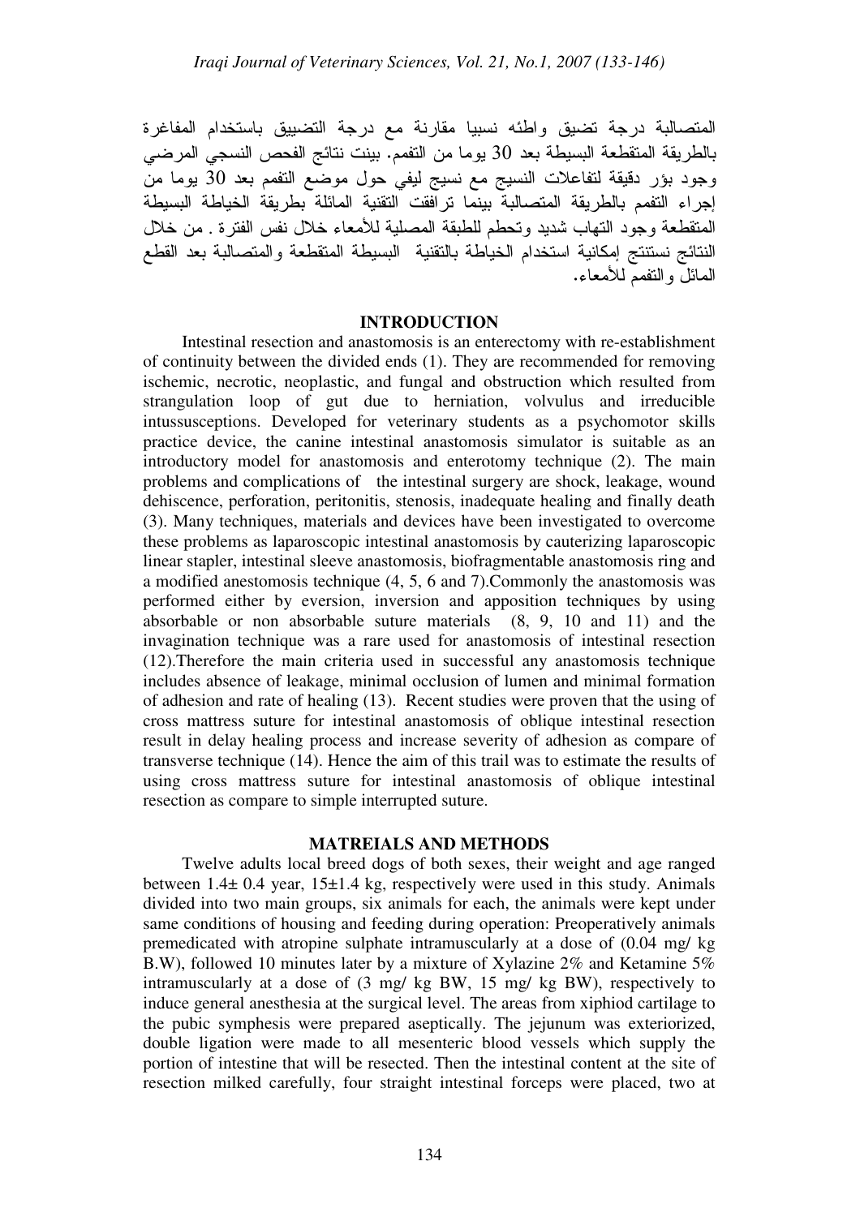المتصالبة درجة تضيق واطئه نسبيا مقارنة مع درجة التضييق باستخدام المفاغرة بالطريقة المتقطعة البسيطة بعد 30 يوما من التفمم. بينت نتائج الفحص النسجي المرضي وجود بؤر دقيقة لتفاعلات النسيج مع نسيج ليفي حول موضع التفمم بعد 30 يوما من إجراء التفمم بالطريقة المتصالبة بينما ترافقت التقنية المائلة بطريقة الخياطة البسيطة المتقطعة وجود التهاب شديد وتحطم للطبقة المصلية للأمعاء خلال نفس الفترة . من خلال النتائج نستنتج إمكانية استخدام الخياطة بالتقنية البسيطة المتقطعة والمتصالبة بعد القطع المائل والتفمم للأمعاء.

## INTRODUCTION

Intestinal resection and anastomosis is an enterectomy with re-establishment of continuity between the divided ends (1). They are recommended for removing ischemic, necrotic, neoplastic, and fungal and obstruction which resulted from strangulation loop of gut due to herniation, volvulus and irreducible intussusceptions. Developed for veterinary students as a psychomotor skills practice device, the canine intestinal anastomosis simulator is suitable as an introductory model for anastomosis and enterotomy technique (2). The main problems and complications of the intestinal surgery are shock, leakage, wound dehiscence, perforation, peritonitis, stenosis, inadequate healing and finally death (3). Many techniques, materials and devices have been investigated to overcome these problems as laparoscopic intestinal anastomosis by cauterizing laparoscopic linear stapler, intestinal sleeve anastomosis, biofragmentable anastomosis ring and a modified anestomosis technique (4, 5, 6 and 7).Commonly the anastomosis was performed either by eversion, inversion and apposition techniques by using absorbable or non absorbable suture materials (8, 9, 10 and 11) and the invagination technique was a rare used for anastomosis of intestinal resection (12).Therefore the main criteria used in successful any anastomosis technique includes absence of leakage, minimal occlusion of lumen and minimal formation of adhesion and rate of healing (13). Recent studies were proven that the using of cross mattress suture for intestinal anastomosis of oblique intestinal resection result in delay healing process and increase severity of adhesion as compare of transverse technique (14). Hence the aim of this trail was to estimate the results of using cross mattress suture for intestinal anastomosis of oblique intestinal resection as compare to simple interrupted suture.

## MATREIALS AND METHODS

Twelve adults local breed dogs of both sexes, their weight and age ranged between 1.4± 0.4 year, 15±1.4 kg, respectively were used in this study. Animals divided into two main groups, six animals for each, the animals were kept under same conditions of housing and feeding during operation: Preoperatively animals premedicated with atropine sulphate intramuscularly at a dose of (0.04 mg/ kg B.W), followed 10 minutes later by a mixture of Xylazine 2% and Ketamine 5% intramuscularly at a dose of (3 mg/ kg BW, 15 mg/ kg BW), respectively to induce general anesthesia at the surgical level. The areas from xiphiod cartilage to the pubic symphesis were prepared aseptically. The jejunum was exteriorized, double ligation were made to all mesenteric blood vessels which supply the portion of intestine that will be resected. Then the intestinal content at the site of resection milked carefully, four straight intestinal forceps were placed, two at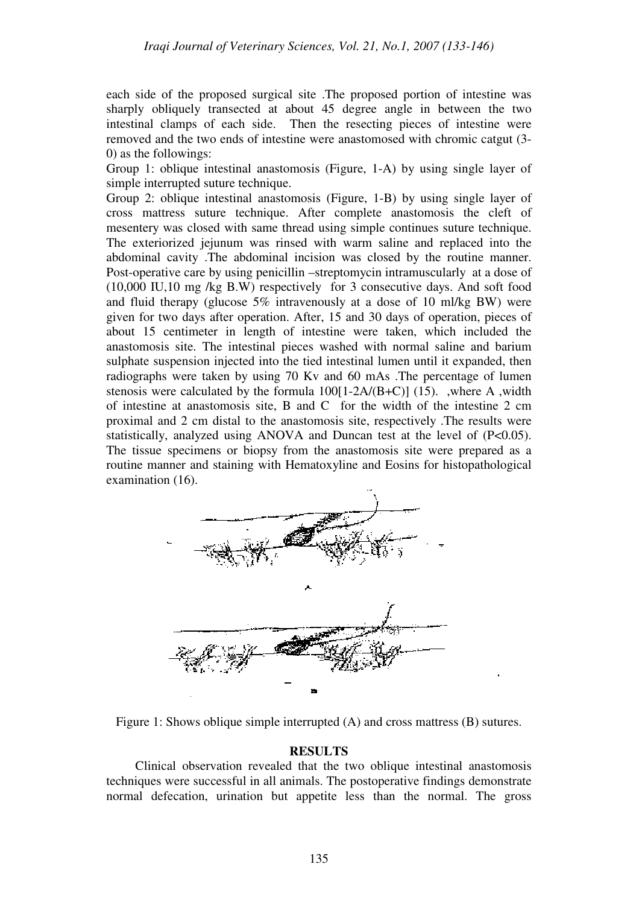each side of the proposed surgical site .The proposed portion of intestine was sharply obliquely transected at about 45 degree angle in between the two intestinal clamps of each side. Then the resecting pieces of intestine were removed and the two ends of intestine were anastomosed with chromic catgut (3-0) as the followings:

Group 1: oblique intestinal anastomosis (Figure, 1-A) by using single layer of simple interrupted suture technique.

Group 2: oblique intestinal anastomosis (Figure, 1-B) by using single layer of cross mattress suture technique. After complete anastomosis the cleft of mesentery was closed with same thread using simple continues suture technique. The exteriorized jejunum was rinsed with warm saline and replaced into the abdominal cavity .The abdominal incision was closed by the routine manner. Post-operative care by using penicillin –streptomycin intramuscularly at a dose of (10,000 IU,10 mg /kg B.W) respectively for 3 consecutive days. And soft food and fluid therapy (glucose 5% intravenously at a dose of 10 ml/kg BW) were given for two days after operation. After, 15 and 30 days of operation, pieces of about 15 centimeter in length of intestine were taken, which included the anastomosis site. The intestinal pieces washed with normal saline and barium sulphate suspension injected into the tied intestinal lumen until it expanded, then radiographs were taken by using 70 Kv and 60 mAs .The percentage of lumen stenosis were calculated by the formula $100[1-2A/(B+C)]$ (15). ,where A ,width of intestine at anastomosis site, B and C for the width of the intestine 2 cm proximal and 2 cm distal to the anastomosis site, respectively .The results were statistically, analyzed using ANOVA and Duncan test at the level of ($P<0.05$). The tissue specimens or biopsy from the anastomosis site were prepared as a routine manner and staining with Hematoxyline and Eosins for histopathological examination (16).

Figure 1: Shows oblique simple interrupted (A) and cross mattress (B) sutures.

## RESULTS

Clinical observation revealed that the two oblique intestinal anastomosis techniques were successful in all animals. The postoperative findings demonstrate normal defecation, urination but appetite less than the normal. The gross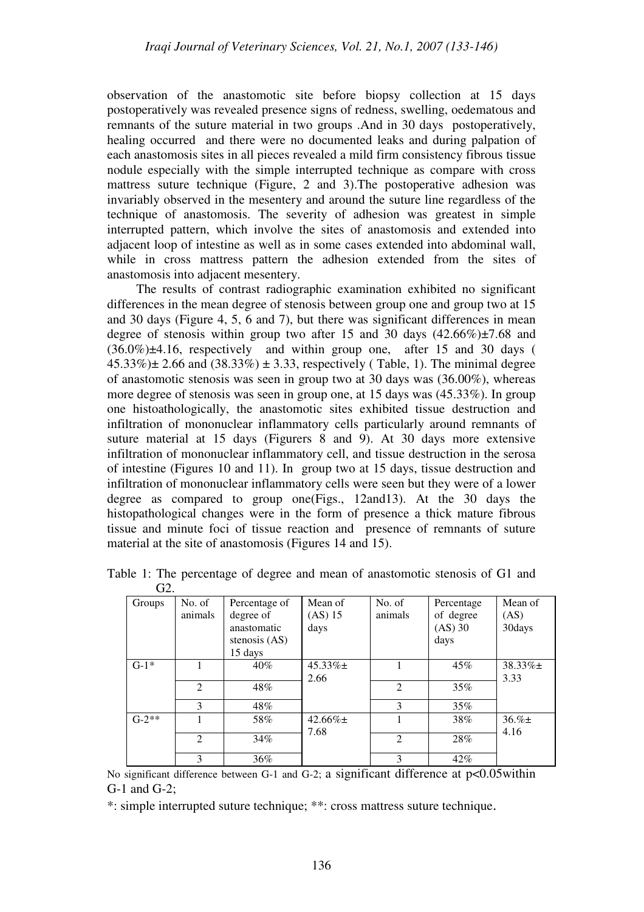observation of the anastomotic site before biopsy collection at 15 days postoperatively was revealed presence signs of redness, swelling, oedematous and remnants of the suture material in two groups .And in 30 days postoperatively, healing occurred and there were no documented leaks and during palpation of each anastomosis sites in all pieces revealed a mild firm consistency fibrous tissue nodule especially with the simple interrupted technique as compare with cross mattress suture technique (Figure, 2 and 3).The postoperative adhesion was invariably observed in the mesentery and around the suture line regardless of the technique of anastomosis. The severity of adhesion was greatest in simple interrupted pattern, which involve the sites of anastomosis and extended into adjacent loop of intestine as well as in some cases extended into abdominal wall, while in cross mattress pattern the adhesion extended from the sites of anastomosis into adjacent mesentery.

The results of contrast radiographic examination exhibited no significant differences in the mean degree of stenosis between group one and group two at 15 and 30 days (Figure 4, 5, 6 and 7), but there was significant differences in mean degree of stenosis within group two after 15 and 30 days (42.66%)±7.68 and (36.0%)±4.16, respectively and within group one, after 15 and 30 days ( 45.33%)± 2.66 and (38.33%) ± 3.33, respectively ( Table, 1). The minimal degree of anastomotic stenosis was seen in group two at 30 days was (36.00%), whereas more degree of stenosis was seen in group one, at 15 days was (45.33%). In group one histoathologically, the anastomotic sites exhibited tissue destruction and infiltration of mononuclear inflammatory cells particularly around remnants of suture material at 15 days (Figurers 8 and 9). At 30 days more extensive infiltration of mononuclear inflammatory cell, and tissue destruction in the serosa of intestine (Figures 10 and 11). In group two at 15 days, tissue destruction and infiltration of mononuclear inflammatory cells were seen but they were of a lower degree as compared to group one(Figs., 12and13). At the 30 days the histopathological changes were in the form of presence a thick mature fibrous tissue and minute foci of tissue reaction and presence of remnants of suture material at the site of anastomosis (Figures 14 and 15).

Table 1: The percentage of degree and mean of anastomotic stenosis of G1 and G2.

| Groups | No. of animals | Percentage of degree of anastomatic stenosis (AS) 15 days | Mean of (AS) 15 days | No. of animals | Percentage of degree (AS) 30 days | Mean of (AS) 30days |
|---|---|---|---|---|---|---|
| G-1* | 1 | 40% | 45.33%± 2.66 | 1 | 45% | 38.33%± 3.33 |
| | 2 | 48% | | 2 | 35% | |
| | 3 | 48% | | 3 | 35% | |
| G-2** | 1 | 58% | 42.66%± 7.68 | 1 | 38% | 36.%± 4.16 |
| | 2 | 34% | | 2 | 28% | |
| | 3 | 36% | | 3 | 42% | |

No significant difference between G-1 and G-2; a significant difference at $p<0.05$within G-1 and G-2;

*: simple interrupted suture technique; **: cross mattress suture technique.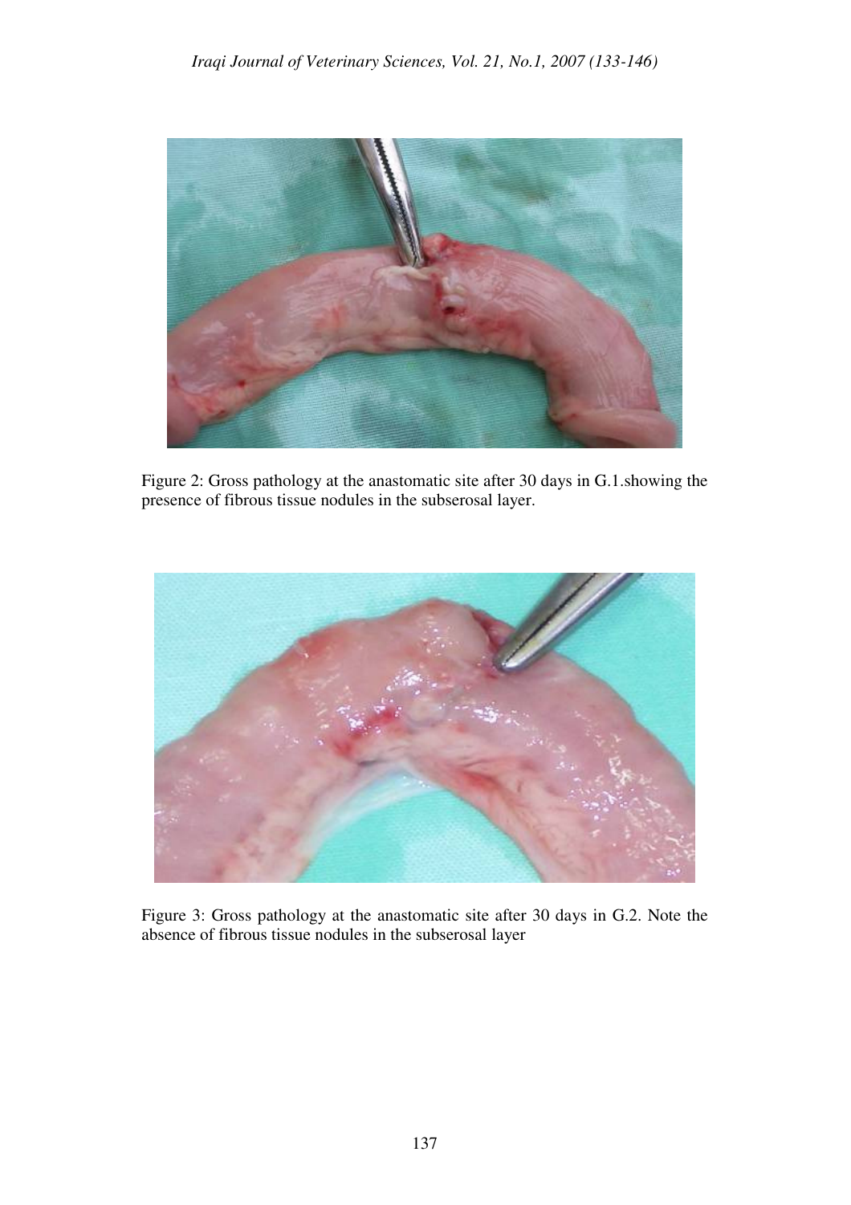Figure 2: Gross pathology at the anastomatic site after 30 days in G.1.showing the presence of fibrous tissue nodules in the subserosal layer.

Figure 3: Gross pathology at the anastomatic site after 30 days in G.2. Note the absence of fibrous tissue nodules in the subserosal layer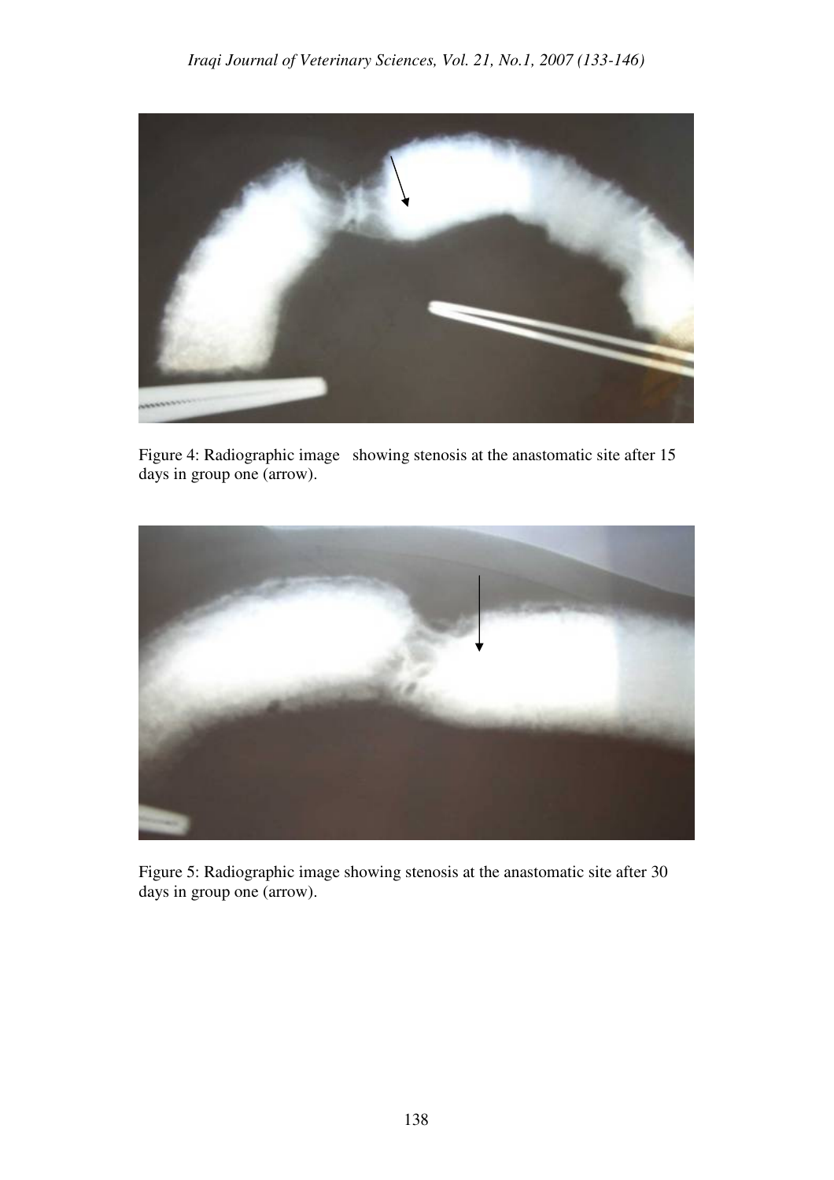Figure 4: Radiographic image showing stenosis at the anastomatic site after 15 days in group one (arrow).

Figure 5: Radiographic image showing stenosis at the anastomatic site after 30 days in group one (arrow).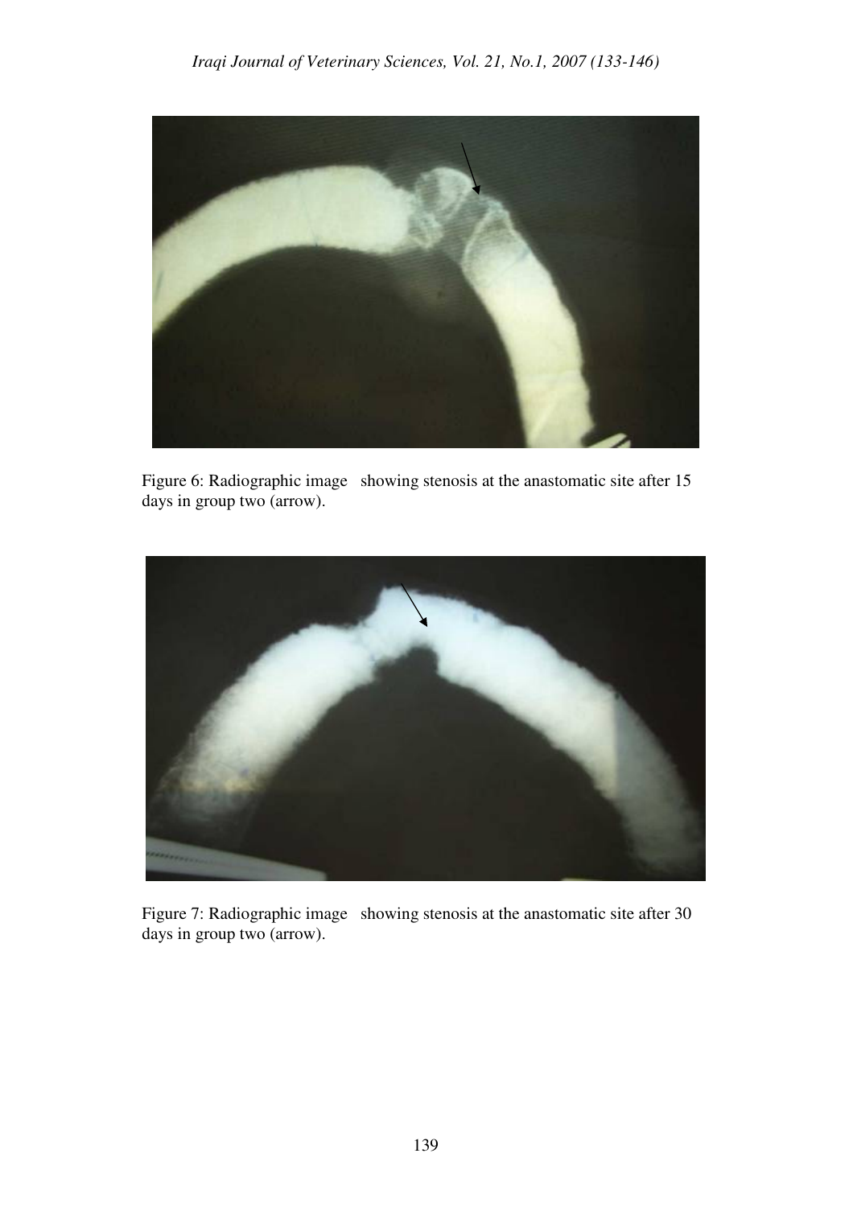Figure 6: Radiographic image showing stenosis at the anastomatic site after 15 days in group two (arrow).

Figure 7: Radiographic image showing stenosis at the anastomatic site after 30 days in group two (arrow).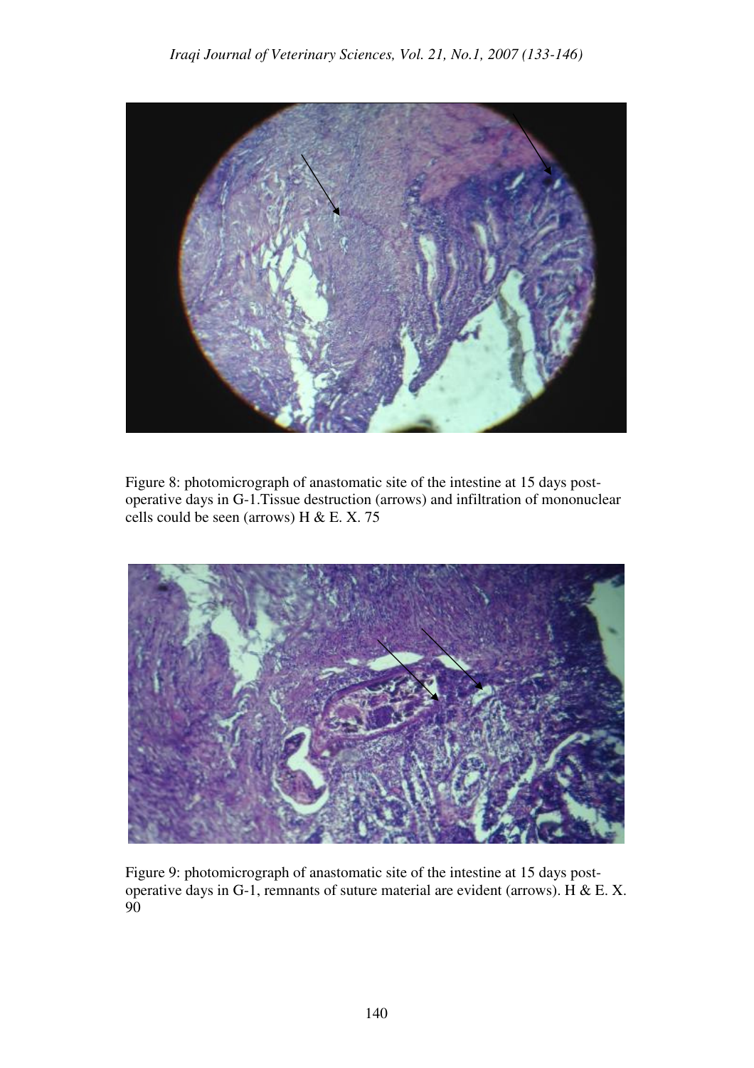Figure 8: photomicrograph of anastomatic site of the intestine at 15 days post-operative days in G-1.Tissue destruction (arrows) and infiltration of mononuclear cells could be seen (arrows) H & E. X. 75

Figure 9: photomicrograph of anastomatic site of the intestine at 15 days post-operative days in G-1, remnants of suture material are evident (arrows). H & E. X. 90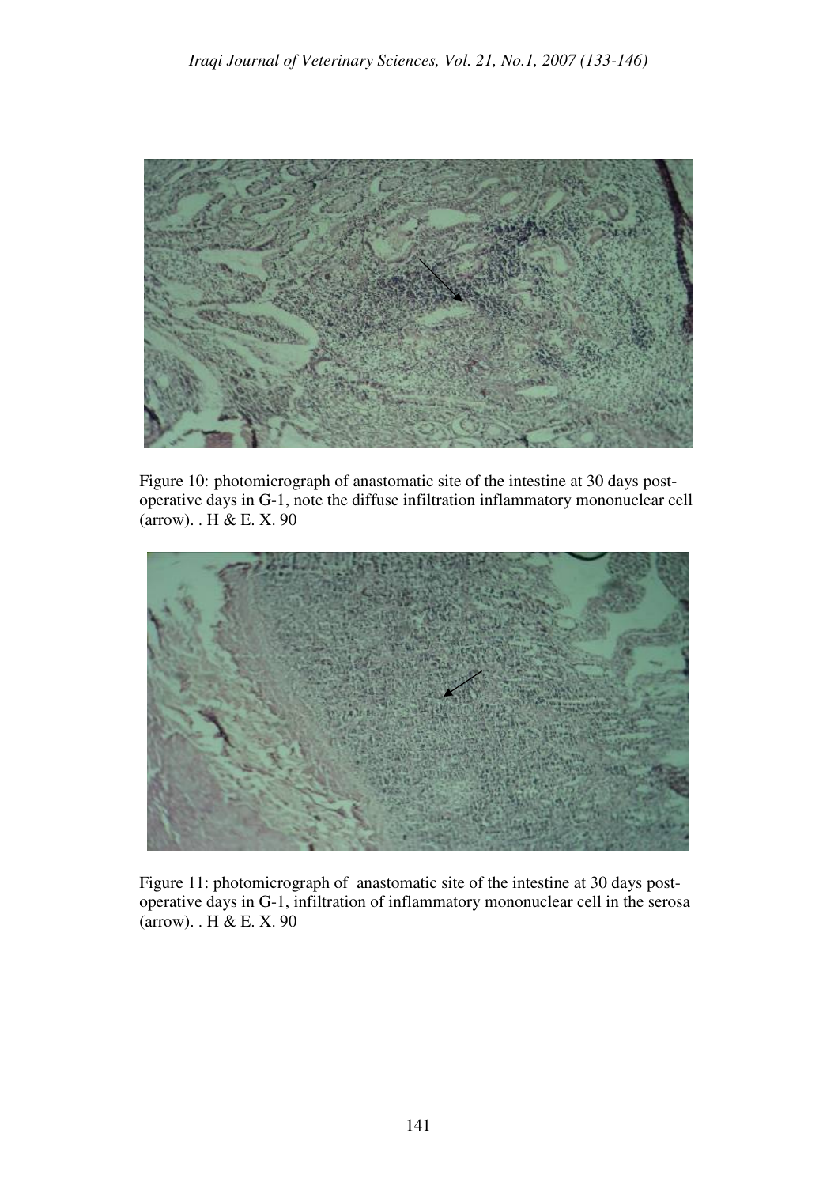Figure 10: photomicrograph of anastomatic site of the intestine at 30 days post-operative days in G-1, note the diffuse infiltration inflammatory mononuclear cell (arrow). . H & E. X. 90

Figure 11: photomicrograph of anastomatic site of the intestine at 30 days post-operative days in G-1, infiltration of inflammatory mononuclear cell in the serosa (arrow). . H & E. X. 90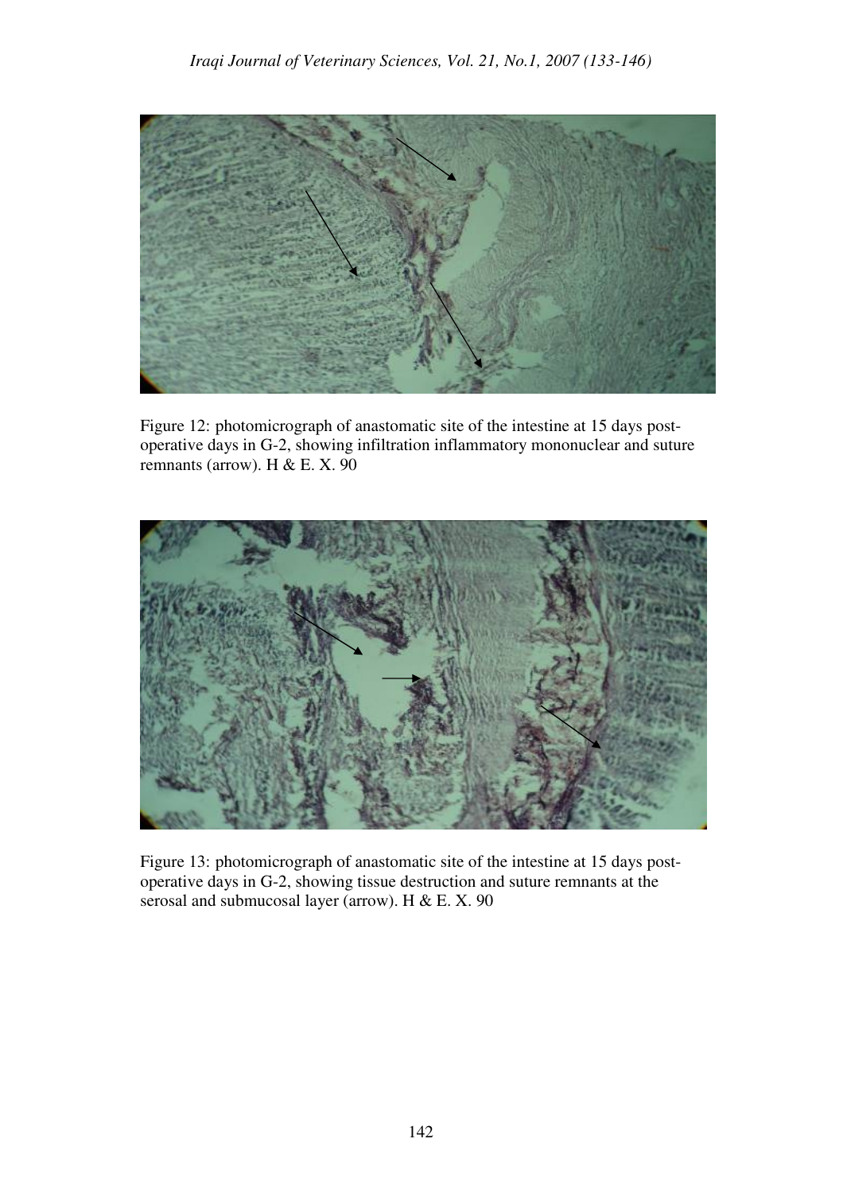Figure 12: photomicrograph of anastomatic site of the intestine at 15 days post-operative days in G-2, showing infiltration inflammatory mononuclear and suture remnants (arrow). H & E. X. 90

Figure 13: photomicrograph of anastomatic site of the intestine at 15 days post-operative days in G-2, showing tissue destruction and suture remnants at the serosal and submucosal layer (arrow). H & E. X. 90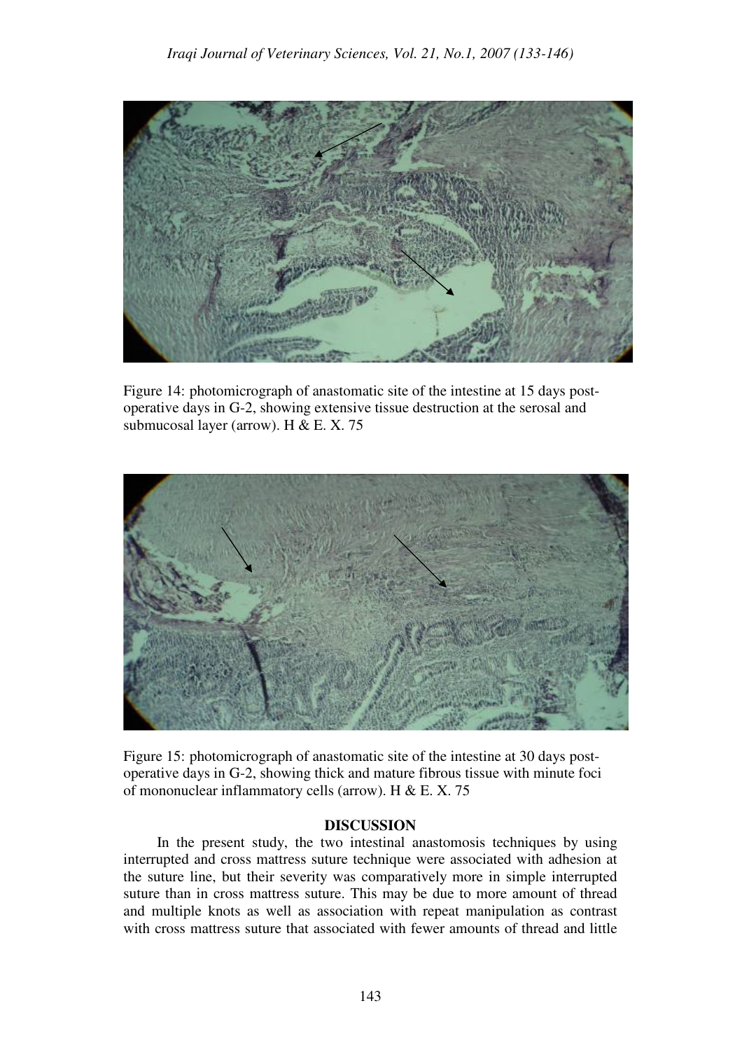Figure 14: photomicrograph of anastomatic site of the intestine at 15 days post-operative days in G-2, showing extensive tissue destruction at the serosal and submucosal layer (arrow). H & E. X. 75

Figure 15: photomicrograph of anastomatic site of the intestine at 30 days post-operative days in G-2, showing thick and mature fibrous tissue with minute foci of mononuclear inflammatory cells (arrow). H & E. X. 75

## DISCUSSION

In the present study, the two intestinal anastomosis techniques by using interrupted and cross mattress suture technique were associated with adhesion at the suture line, but their severity was comparatively more in simple interrupted suture than in cross mattress suture. This may be due to more amount of thread and multiple knots as well as association with repeat manipulation as contrast with cross mattress suture that associated with fewer amounts of thread and little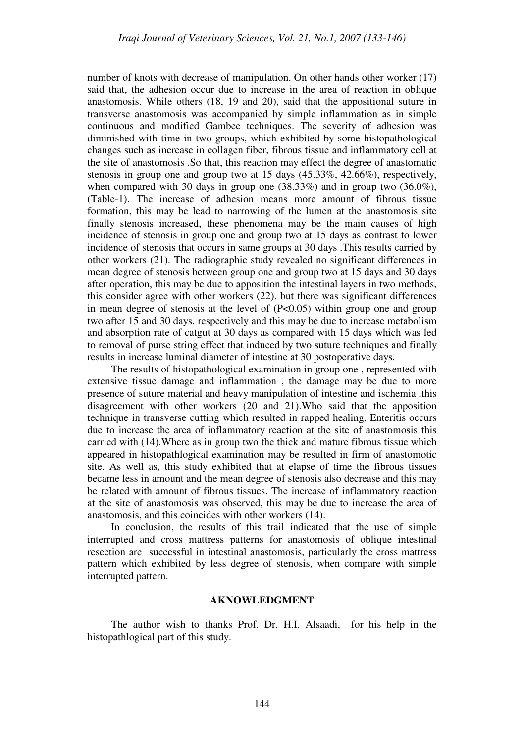number of knots with decrease of manipulation. On other hands other worker (17) said that, the adhesion occur due to increase in the area of reaction in oblique anastomosis. While others (18, 19 and 20), said that the appositional suture in transverse anastomosis was accompanied by simple inflammation as in simple continuous and modified Gambee techniques. The severity of adhesion was diminished with time in two groups, which exhibited by some histopathological changes such as increase in collagen fiber, fibrous tissue and inflammatory cell at the site of anastomosis .So that, this reaction may effect the degree of anastomatic stenosis in group one and group two at 15 days (45.33%, 42.66%), respectively, when compared with 30 days in group one (38.33%) and in group two (36.0%), (Table-1). The increase of adhesion means more amount of fibrous tissue formation, this may be lead to narrowing of the lumen at the anastomosis site finally stenosis increased, these phenomena may be the main causes of high incidence of stenosis in group one and group two at 15 days as contrast to lower incidence of stenosis that occurs in same groups at 30 days .This results carried by other workers (21). The radiographic study revealed no significant differences in mean degree of stenosis between group one and group two at 15 days and 30 days after operation, this may be due to apposition the intestinal layers in two methods, this consider agree with other workers (22). but there was significant differences in mean degree of stenosis at the level of ($P<0.05$) within group one and group two after 15 and 30 days, respectively and this may be due to increase metabolism and absorption rate of catgut at 30 days as compared with 15 days which was led to removal of purse string effect that induced by two suture techniques and finally results in increase luminal diameter of intestine at 30 postoperative days.

The results of histopathological examination in group one , represented with extensive tissue damage and inflammation , the damage may be due to more presence of suture material and heavy manipulation of intestine and ischemia ,this disagreement with other workers (20 and 21).Who said that the apposition technique in transverse cutting which resulted in rapped healing. Enteritis occurs due to increase the area of inflammatory reaction at the site of anastomosis this carried with (14).Where as in group two the thick and mature fibrous tissue which appeared in histopathlogical examination may be resulted in firm of anastomotic site. As well as, this study exhibited that at elapse of time the fibrous tissues became less in amount and the mean degree of stenosis also decrease and this may be related with amount of fibrous tissues. The increase of inflammatory reaction at the site of anastomosis was observed, this may be due to increase the area of anastomosis, and this coincides with other workers (14).

In conclusion, the results of this trail indicated that the use of simple interrupted and cross mattress patterns for anastomosis of oblique intestinal resection are successful in intestinal anastomosis, particularly the cross mattress pattern which exhibited by less degree of stenosis, when compare with simple interrupted pattern.

## AKNOWLEDGMENT

The author wish to thanks Prof. Dr. H.I. Alsaadi, for his help in the histopathlogical part of this study.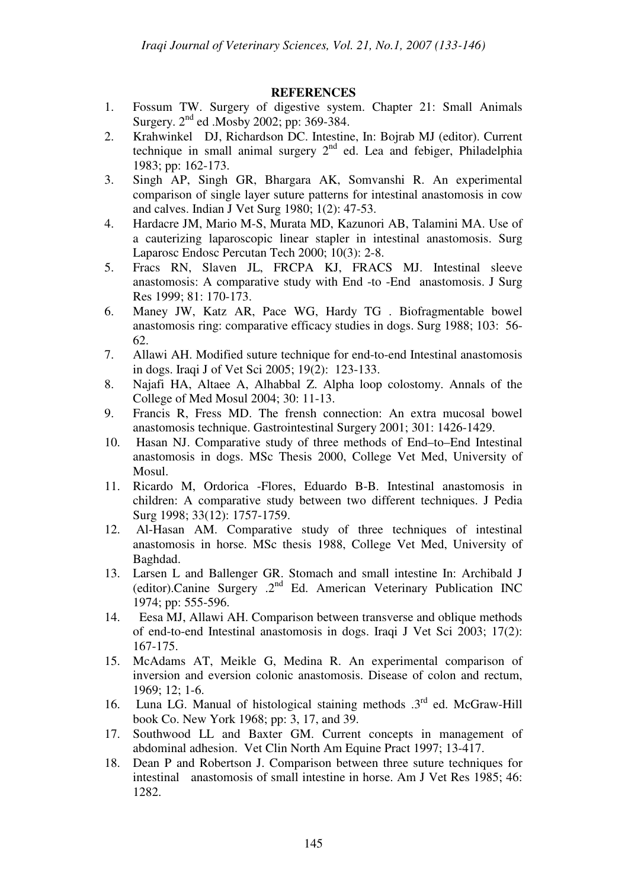## REFERENCES

1. Fossum TW. Surgery of digestive system. Chapter 21: Small Animals Surgery. 2nd ed .Mosby 2002; pp: 369-384.
2. Krahwinkel DJ, Richardson DC. Intestine, In: Bojrab MJ (editor). Current technique in small animal surgery 2nd ed. Lea and febiger, Philadelphia 1983; pp: 162-173.
3. Singh AP, Singh GR, Bhargara AK, Somvanshi R. An experimental comparison of single layer suture patterns for intestinal anastomosis in cow and calves. Indian J Vet Surg 1980; 1(2): 47-53.
4. Hardacre JM, Mario M-S, Murata MD, Kazunori AB, Talamini MA. Use of a cauterizing laparoscopic linear stapler in intestinal anastomosis. Surg Laparosc Endosc Percutan Tech 2000; 10(3): 2-8.
5. Fracs RN, Slaven JL, FRCPA KJ, FRACS MJ. Intestinal sleeve anastomosis: A comparative study with End -to -End anastomosis. J Surg Res 1999; 81: 170-173.
6. Maney JW, Katz AR, Pace WG, Hardy TG . Biofragmentable bowel anastomosis ring: comparative efficacy studies in dogs. Surg 1988; 103: 56-62.
7. Allawi AH. Modified suture technique for end-to-end Intestinal anastomosis in dogs. Iraqi J of Vet Sci 2005; 19(2): 123-133.
8. Najafi HA, Altaee A, Alhabbal Z. Alpha loop colostomy. Annals of the College of Med Mosul 2004; 30: 11-13.
9. Francis R, Fress MD. The frensh connection: An extra mucosal bowel anastomosis technique. Gastrointestinal Surgery 2001; 301: 1426-1429.
10. Hasan NJ. Comparative study of three methods of End–to–End Intestinal anastomosis in dogs. MSc Thesis 2000, College Vet Med, University of Mosul.
11. Ricardo M, Ordorica -Flores, Eduardo B-B. Intestinal anastomosis in children: A comparative study between two different techniques. J Pedia Surg 1998; 33(12): 1757-1759.
12. Al-Hasan AM. Comparative study of three techniques of intestinal anastomosis in horse. MSc thesis 1988, College Vet Med, University of Baghdad.
13. Larsen L and Ballenger GR. Stomach and small intestine In: Archibald J (editor).Canine Surgery .2nd Ed. American Veterinary Publication INC 1974; pp: 555-596.
14. Eesa MJ, Allawi AH. Comparison between transverse and oblique methods of end-to-end Intestinal anastomosis in dogs. Iraqi J Vet Sci 2003; 17(2): 167-175.
15. McAdams AT, Meikle G, Medina R. An experimental comparison of inversion and eversion colonic anastomosis. Disease of colon and rectum, 1969; 12; 1-6.
16. Luna LG. Manual of histological staining methods .3rd ed. McGraw-Hill book Co. New York 1968; pp: 3, 17, and 39.
17. Southwood LL and Baxter GM. Current concepts in management of abdominal adhesion. Vet Clin North Am Equine Pract 1997; 13-417.
18. Dean P and Robertson J. Comparison between three suture techniques for intestinal anastomosis of small intestine in horse. Am J Vet Res 1985; 46: 1282.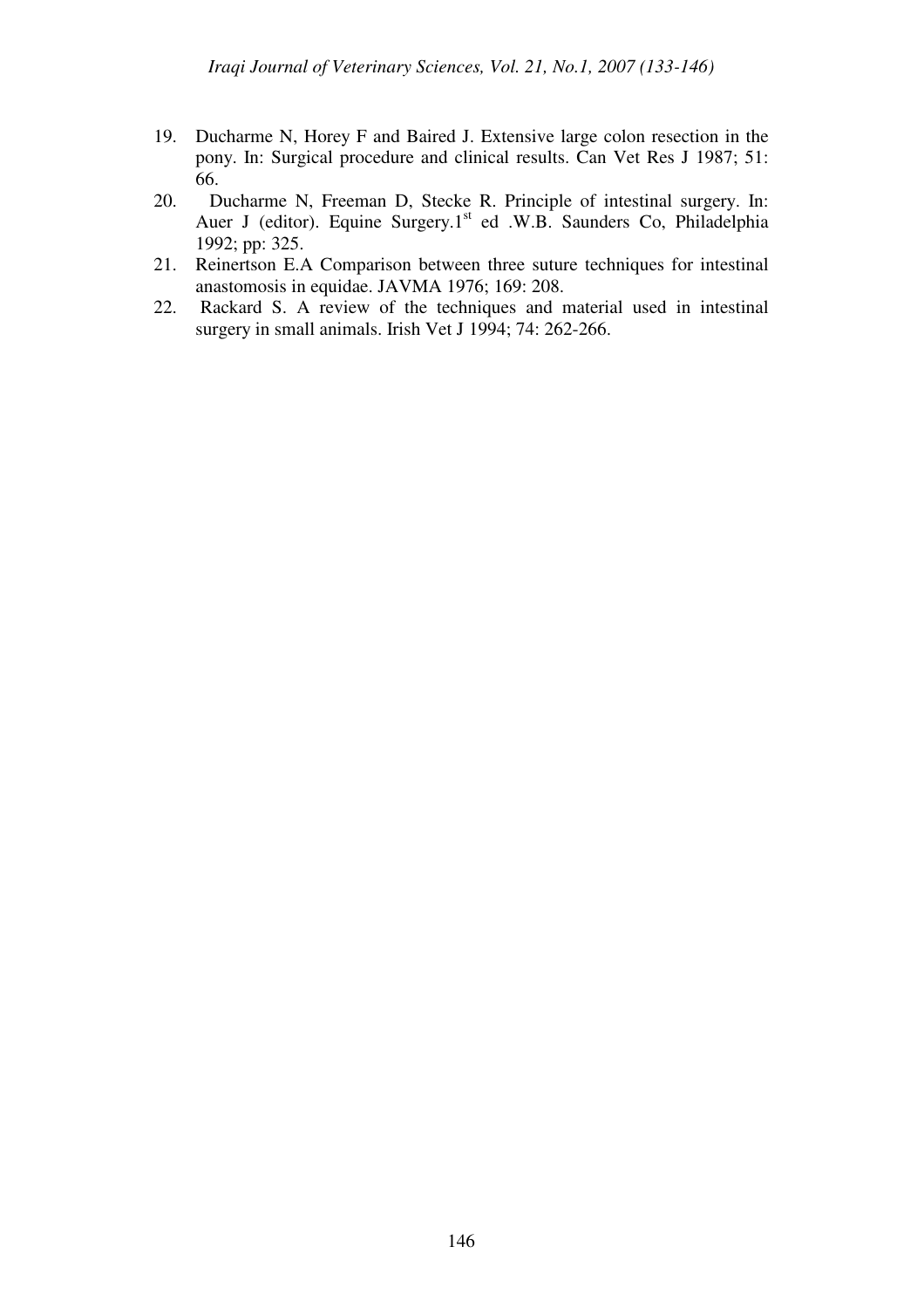19. Ducharme N, Horey F and Baired J. Extensive large colon resection in the pony. In: Surgical procedure and clinical results. Can Vet Res J 1987; 51: 66.
20. Ducharme N, Freeman D, Stecke R. Principle of intestinal surgery. In: Auer J (editor). Equine Surgery.1st ed .W.B. Saunders Co, Philadelphia 1992; pp: 325.
21. Reinertson E.A Comparison between three suture techniques for intestinal anastomosis in equidae. JAVMA 1976; 169: 208.
22. Rackard S. A review of the techniques and material used in intestinal surgery in small animals. Irish Vet J 1994; 74: 262-266.